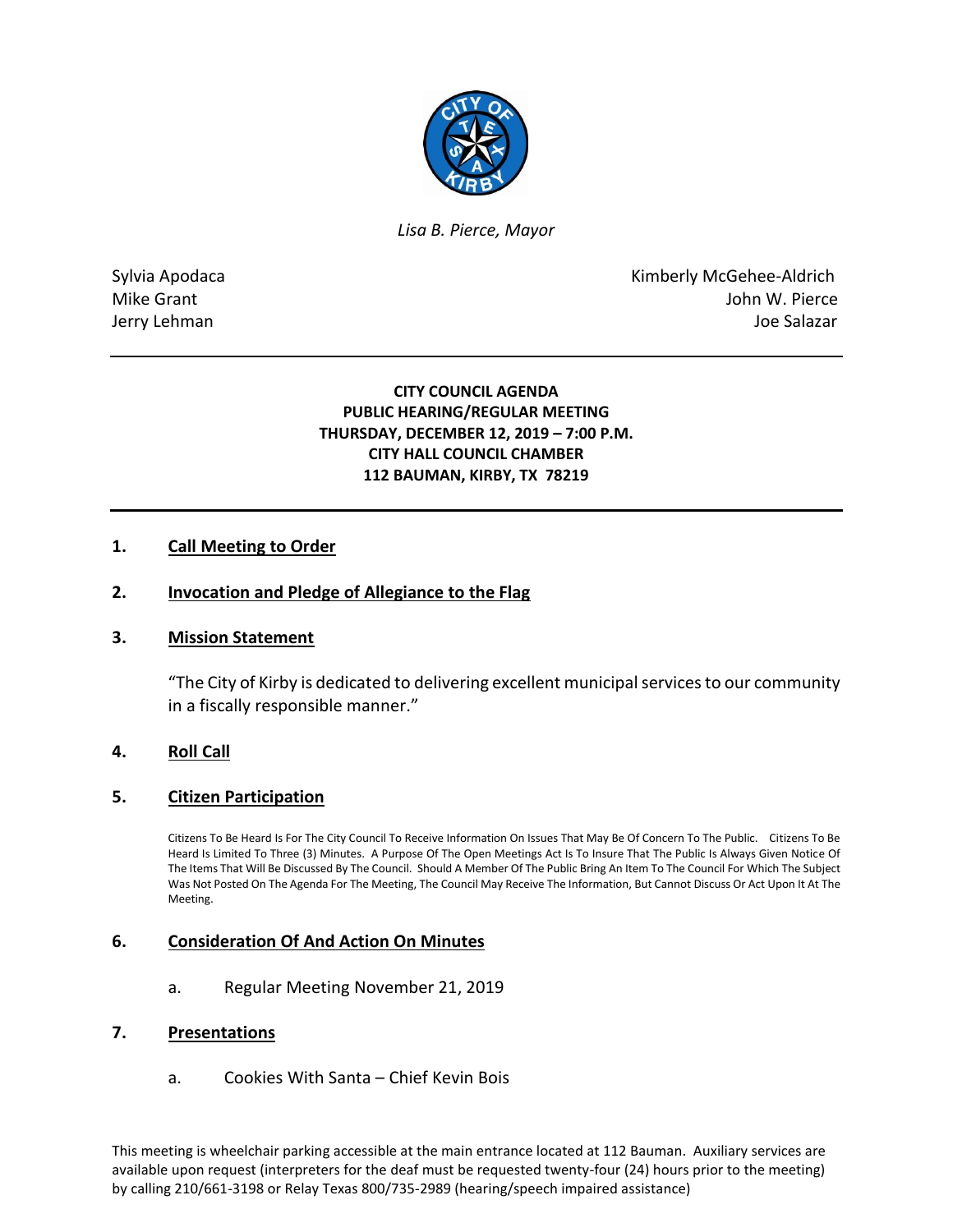*Lisa B. Pierce, Mayor*

Sylvia Apodaca
Mike Grant
Jerry Lehman

Kimberly McGehee-Aldrich
John W. Pierce
Joe Salazar

**CITY COUNCIL AGENDA**
**PUBLIC HEARING/REGULAR MEETING**
**THURSDAY, DECEMBER 12, 2019 – 7:00 P.M.**
**CITY HALL COUNCIL CHAMBER**
**112 BAUMAN, KIRBY, TX 78219**

## 1. Call Meeting to Order

## 2. Invocation and Pledge of Allegiance to the Flag

## 3. Mission Statement

"The City of Kirby is dedicated to delivering excellent municipal services to our community in a fiscally responsible manner."

## 4. Roll Call

## 5. Citizen Participation

Citizens To Be Heard Is For The City Council To Receive Information On Issues That May Be Of Concern To The Public. Citizens To Be Heard Is Limited To Three (3) Minutes. A Purpose Of The Open Meetings Act Is To Insure That The Public Is Always Given Notice Of The Items That Will Be Discussed By The Council. Should A Member Of The Public Bring An Item To The Council For Which The Subject Was Not Posted On The Agenda For The Meeting, The Council May Receive The Information, But Cannot Discuss Or Act Upon It At The Meeting.

## 6. Consideration Of And Action On Minutes

a. Regular Meeting November 21, 2019

## 7. Presentations

a. Cookies With Santa – Chief Kevin Bois

This meeting is wheelchair parking accessible at the main entrance located at 112 Bauman. Auxiliary services are available upon request (interpreters for the deaf must be requested twenty-four (24) hours prior to the meeting) by calling 210/661-3198 or Relay Texas 800/735-2989 (hearing/speech impaired assistance)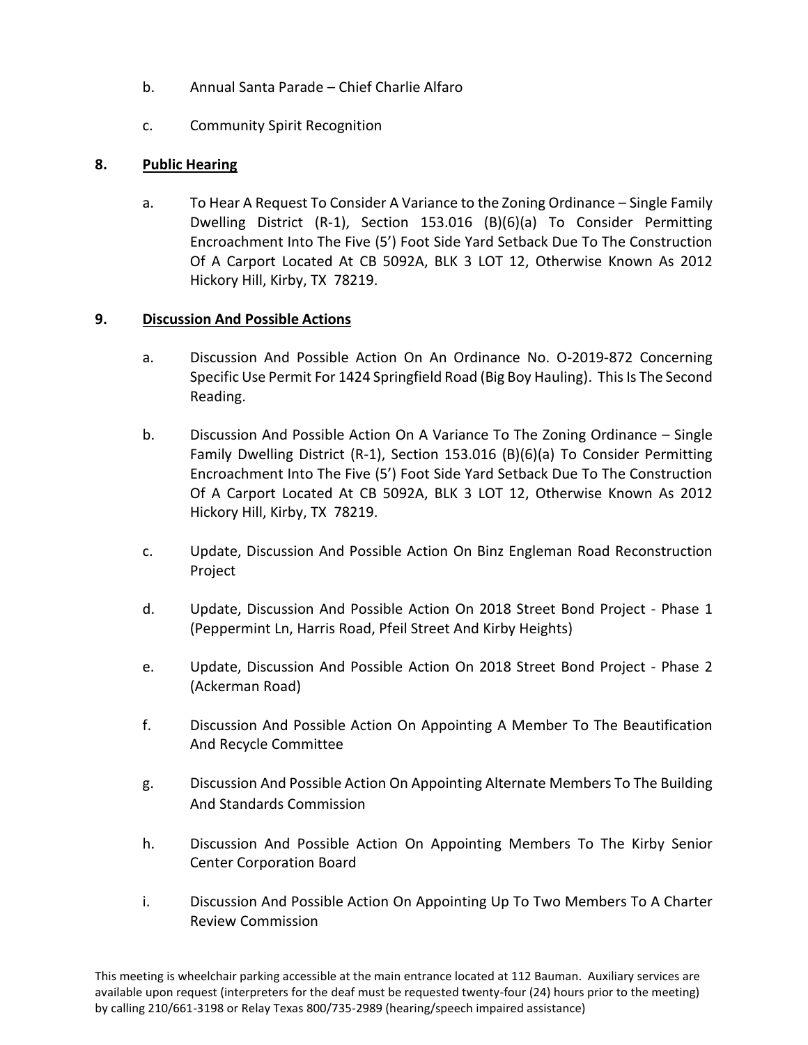b. Annual Santa Parade – Chief Charlie Alfaro

c. Community Spirit Recognition

**8. <u>Public Hearing</u>**

a. To Hear A Request To Consider A Variance to the Zoning Ordinance – Single Family Dwelling District (R-1), Section 153.016 (B)(6)(a) To Consider Permitting Encroachment Into The Five (5') Foot Side Yard Setback Due To The Construction Of A Carport Located At CB 5092A, BLK 3 LOT 12, Otherwise Known As 2012 Hickory Hill, Kirby, TX 78219.

**9. <u>Discussion And Possible Actions</u>**

a. Discussion And Possible Action On An Ordinance No. O-2019-872 Concerning Specific Use Permit For 1424 Springfield Road (Big Boy Hauling). This Is The Second Reading.

b. Discussion And Possible Action On A Variance To The Zoning Ordinance – Single Family Dwelling District (R-1), Section 153.016 (B)(6)(a) To Consider Permitting Encroachment Into The Five (5') Foot Side Yard Setback Due To The Construction Of A Carport Located At CB 5092A, BLK 3 LOT 12, Otherwise Known As 2012 Hickory Hill, Kirby, TX 78219.

c. Update, Discussion And Possible Action On Binz Engleman Road Reconstruction Project

d. Update, Discussion And Possible Action On 2018 Street Bond Project - Phase 1 (Peppermint Ln, Harris Road, Pfeil Street And Kirby Heights)

e. Update, Discussion And Possible Action On 2018 Street Bond Project - Phase 2 (Ackerman Road)

f. Discussion And Possible Action On Appointing A Member To The Beautification And Recycle Committee

g. Discussion And Possible Action On Appointing Alternate Members To The Building And Standards Commission

h. Discussion And Possible Action On Appointing Members To The Kirby Senior Center Corporation Board

i. Discussion And Possible Action On Appointing Up To Two Members To A Charter Review Commission

This meeting is wheelchair parking accessible at the main entrance located at 112 Bauman. Auxiliary services are available upon request (interpreters for the deaf must be requested twenty-four (24) hours prior to the meeting) by calling 210/661-3198 or Relay Texas 800/735-2989 (hearing/speech impaired assistance)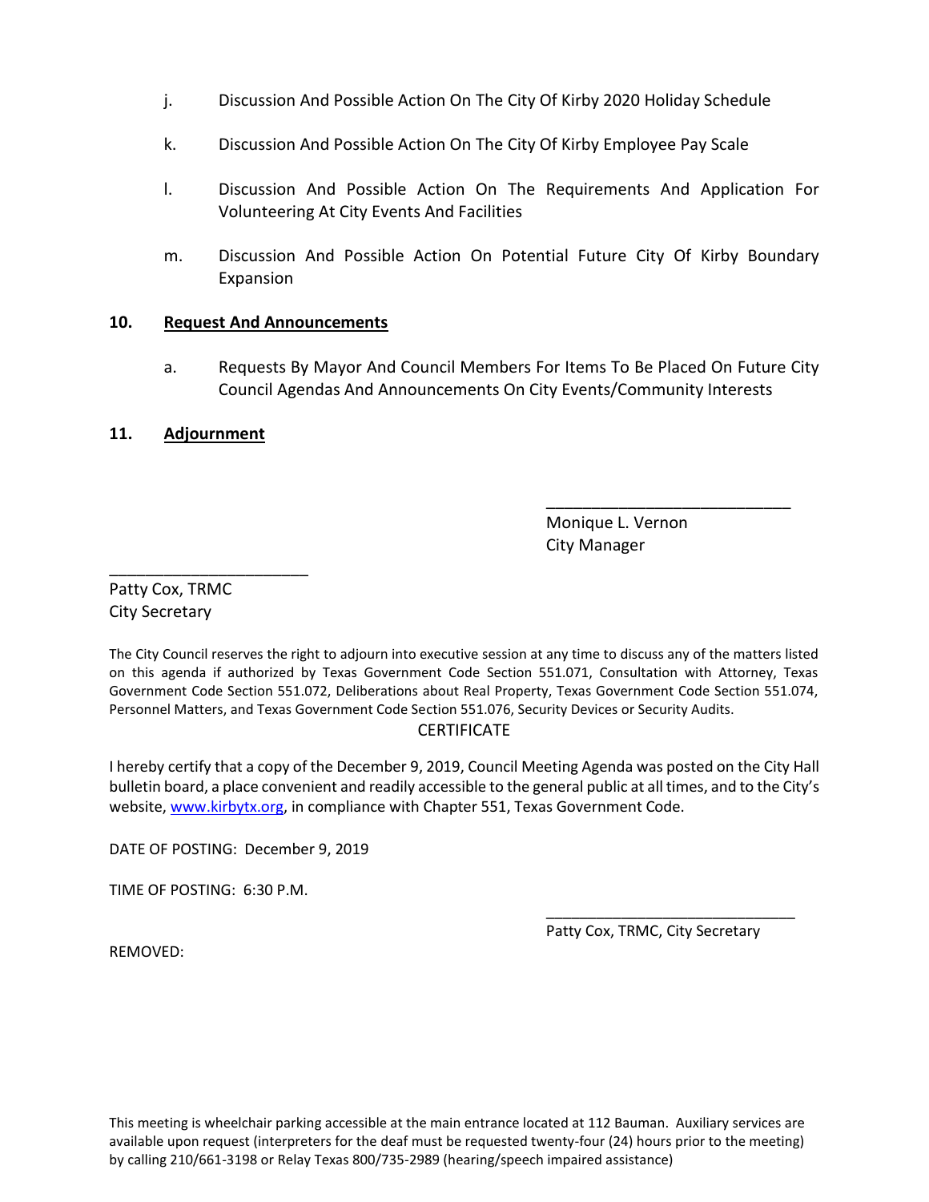j. Discussion And Possible Action On The City Of Kirby 2020 Holiday Schedule

k. Discussion And Possible Action On The City Of Kirby Employee Pay Scale

l. Discussion And Possible Action On The Requirements And Application For Volunteering At City Events And Facilities

m. Discussion And Possible Action On Potential Future City Of Kirby Boundary Expansion

**10. Request And Announcements**

a. Requests By Mayor And Council Members For Items To Be Placed On Future City Council Agendas And Announcements On City Events/Community Interests

**11. Adjournment**

\_\_\_\_\_\_\_\_\_\_\_\_\_\_\_\_\_\_\_\_\_\_\_\_\_\_\_\_

Monique L. Vernon
City Manager

\_\_\_\_\_\_\_\_\_\_\_\_\_\_\_\_\_\_\_\_\_\_\_

Patty Cox, TRMC
City Secretary

The City Council reserves the right to adjourn into executive session at any time to discuss any of the matters listed on this agenda if authorized by Texas Government Code Section 551.071, Consultation with Attorney, Texas Government Code Section 551.072, Deliberations about Real Property, Texas Government Code Section 551.074, Personnel Matters, and Texas Government Code Section 551.076, Security Devices or Security Audits.

CERTIFICATE

I hereby certify that a copy of the December 9, 2019, Council Meeting Agenda was posted on the City Hall bulletin board, a place convenient and readily accessible to the general public at all times, and to the City's website, www.kirbytx.org, in compliance with Chapter 551, Texas Government Code.

DATE OF POSTING: December 9, 2019

TIME OF POSTING: 6:30 P.M.

\_\_\_\_\_\_\_\_\_\_\_\_\_\_\_\_\_\_\_\_\_\_\_\_\_\_\_\_\_

Patty Cox, TRMC, City Secretary

REMOVED:

This meeting is wheelchair parking accessible at the main entrance located at 112 Bauman. Auxiliary services are available upon request (interpreters for the deaf must be requested twenty-four (24) hours prior to the meeting) by calling 210/661-3198 or Relay Texas 800/735-2989 (hearing/speech impaired assistance)